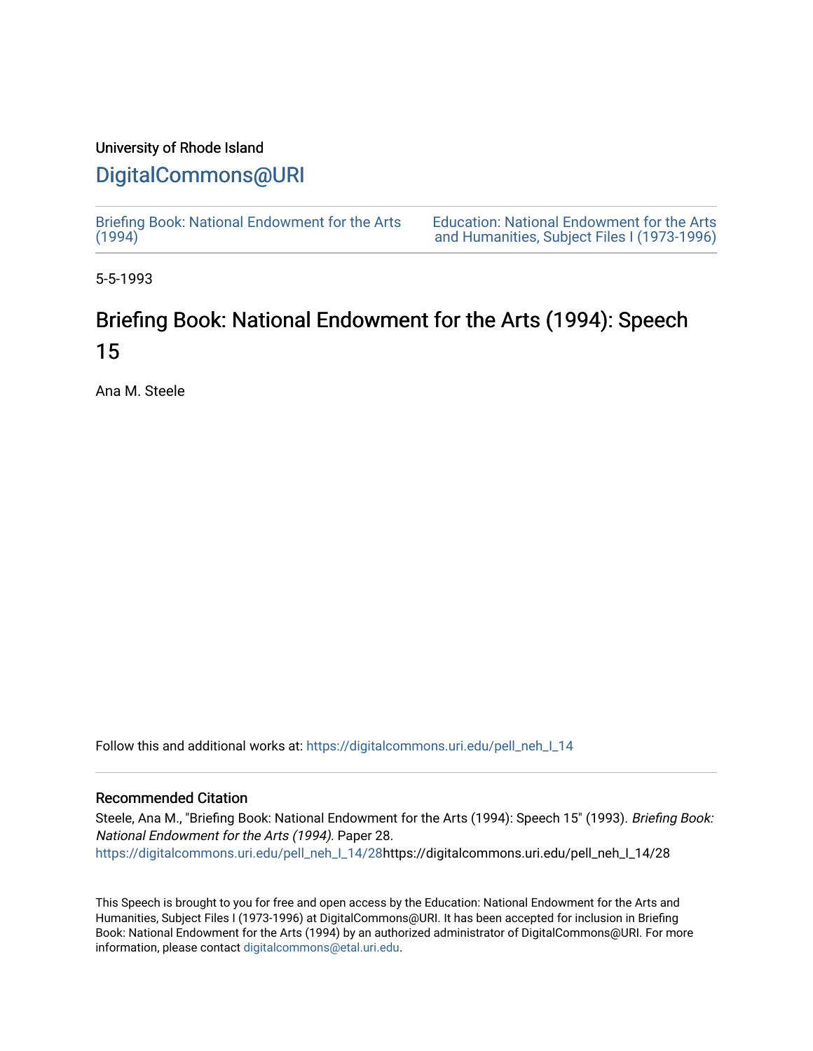University of Rhode Island

# DigitalCommons@URI

Briefing Book: National Endowment for the Arts (1994)

Education: National Endowment for the Arts and Humanities, Subject Files I (1973-1996)

5-5-1993

# Briefing Book: National Endowment for the Arts (1994): Speech 15

Ana M. Steele

Follow this and additional works at: https://digitalcommons.uri.edu/pell_neh_I_14

## Recommended Citation

Steele, Ana M., "Briefing Book: National Endowment for the Arts (1994): Speech 15" (1993). *Briefing Book: National Endowment for the Arts (1994)*. Paper 28.
https://digitalcommons.uri.edu/pell_neh_I_14/28https://digitalcommons.uri.edu/pell_neh_I_14/28

This Speech is brought to you for free and open access by the Education: National Endowment for the Arts and Humanities, Subject Files I (1973-1996) at DigitalCommons@URI. It has been accepted for inclusion in Briefing Book: National Endowment for the Arts (1994) by an authorized administrator of DigitalCommons@URI. For more information, please contact digitalcommons@etal.uri.edu.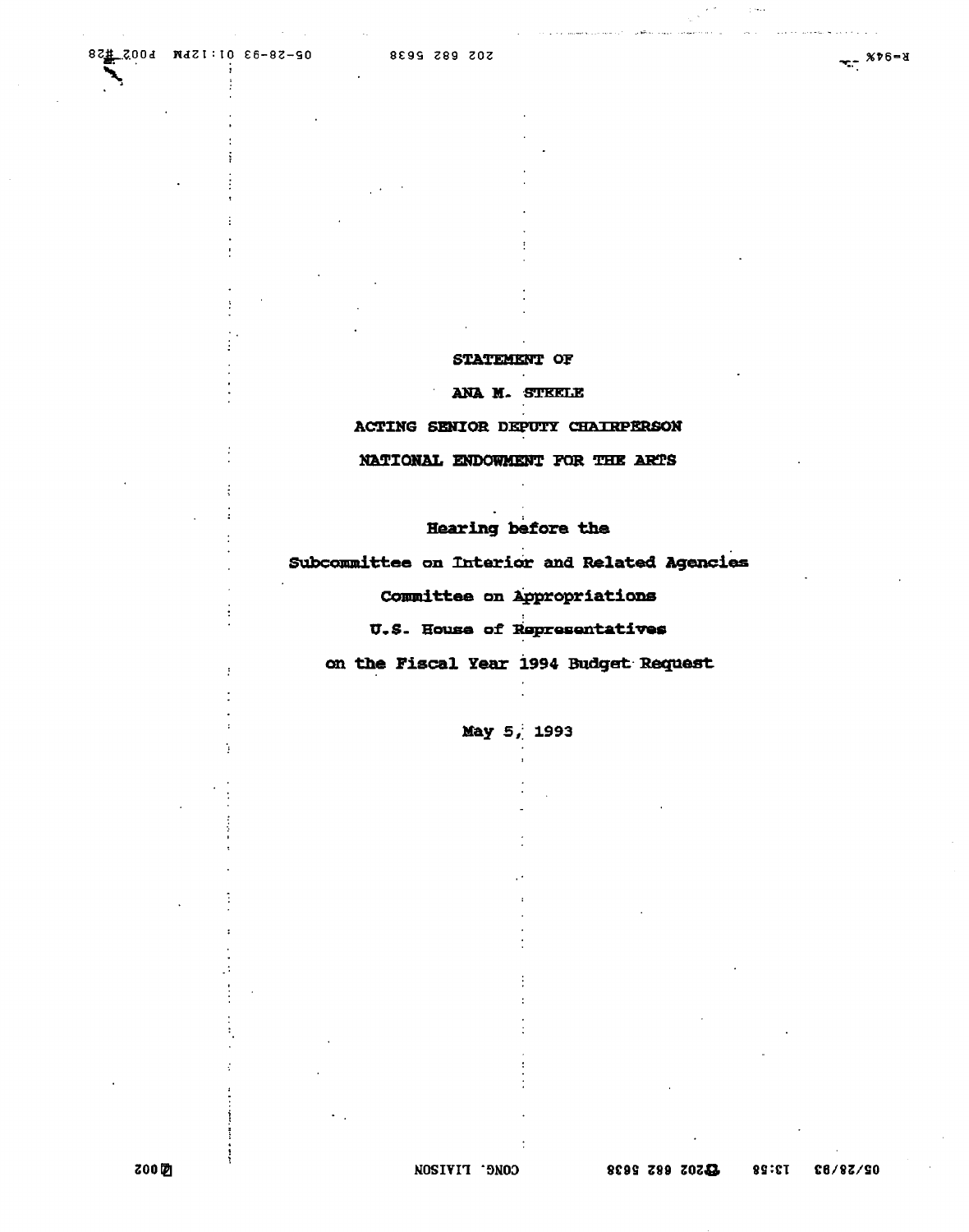**STATEMENT OF**

**ANA M. STEELE**

**ACTING SENIOR DEPUTY CHAIRPERSON**

**NATIONAL ENDOWMENT FOR THE ARTS**

**Hearing before the**

**Subcommittee on Interior and Related Agencies**

**Committee on Appropriations**

**U.S. House of Representatives**

**on the Fiscal Year 1994 Budget Request**

**May 5, 1993**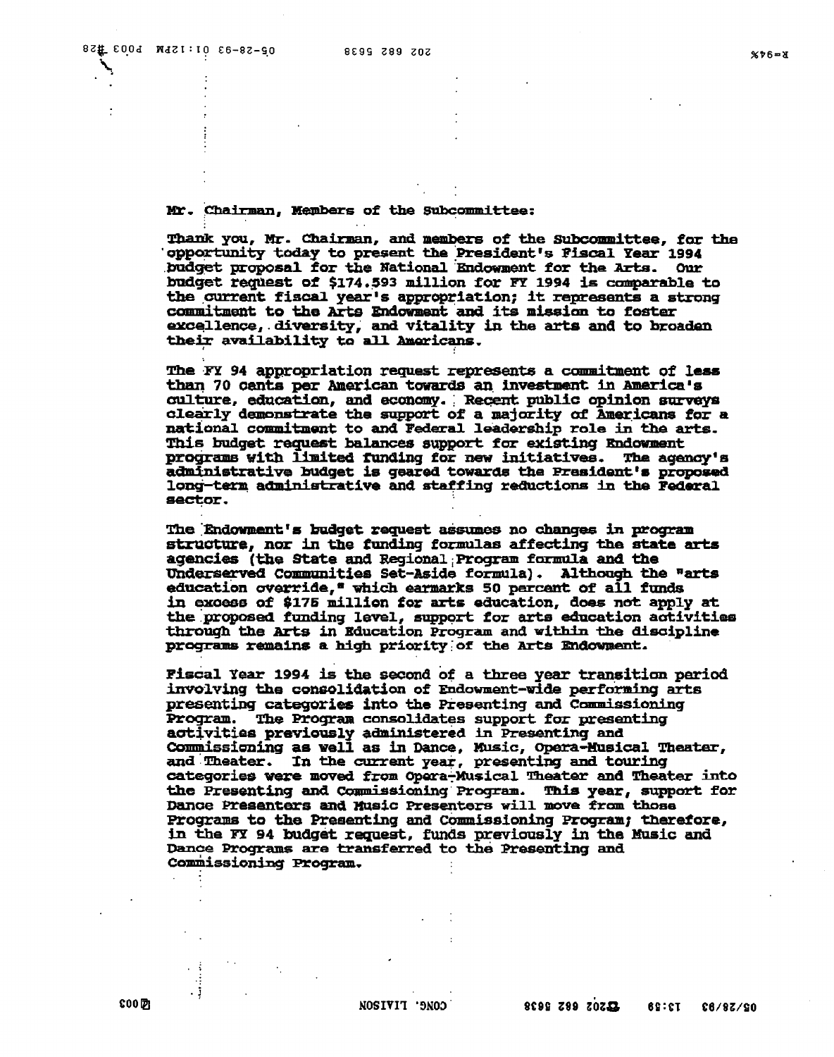Mr. Chairman, Members of the Subcommittee:

Thank you, Mr. Chairman, and members of the Subcommittee, for the opportunity today to present the President's Fiscal Year 1994 budget proposal for the National Endowment for the Arts. Our budget request of $174.593 million for FY 1994 is comparable to the current fiscal year's appropriation; it represents a strong commitment to the Arts Endowment and its mission to foster excellence, diversity, and vitality in the arts and to broaden their availability to all Americans.

The FY 94 appropriation request represents a commitment of less than 70 cents per American towards an investment in America's culture, education, and economy. Recent public opinion surveys clearly demonstrate the support of a majority of Americans for a national commitment to and Federal leadership role in the arts. This budget request balances support for existing Endowment programs with limited funding for new initiatives. The agency's administrative budget is geared towards the President's proposed long-term administrative and staffing reductions in the Federal sector.

The Endowment's budget request assumes no changes in program structure, nor in the funding formulas affecting the state arts agencies (the State and Regional Program formula and the Underserved Communities Set-Aside formula). Although the "arts education override," which earmarks 50 percent of all funds in excess of $175 million for arts education, does not apply at the proposed funding level, support for arts education activities through the Arts in Education Program and within the discipline programs remains a high priority of the Arts Endowment.

Fiscal Year 1994 is the second of a three year transition period involving the consolidation of Endowment-wide performing arts presenting categories into the Presenting and Commissioning Program. The Program consolidates support for presenting activities previously administered in Presenting and Commissioning as well as in Dance, Music, Opera-Musical Theater, and Theater. In the current year, presenting and touring categories were moved from Opera-Musical Theater and Theater into the Presenting and Commissioning Program. This year, support for Dance Presenters and Music Presenters will move from those Programs to the Presenting and Commissioning Program; therefore, in the FY 94 budget request, funds previously in the Music and Dance Programs are transferred to the Presenting and Commissioning Program.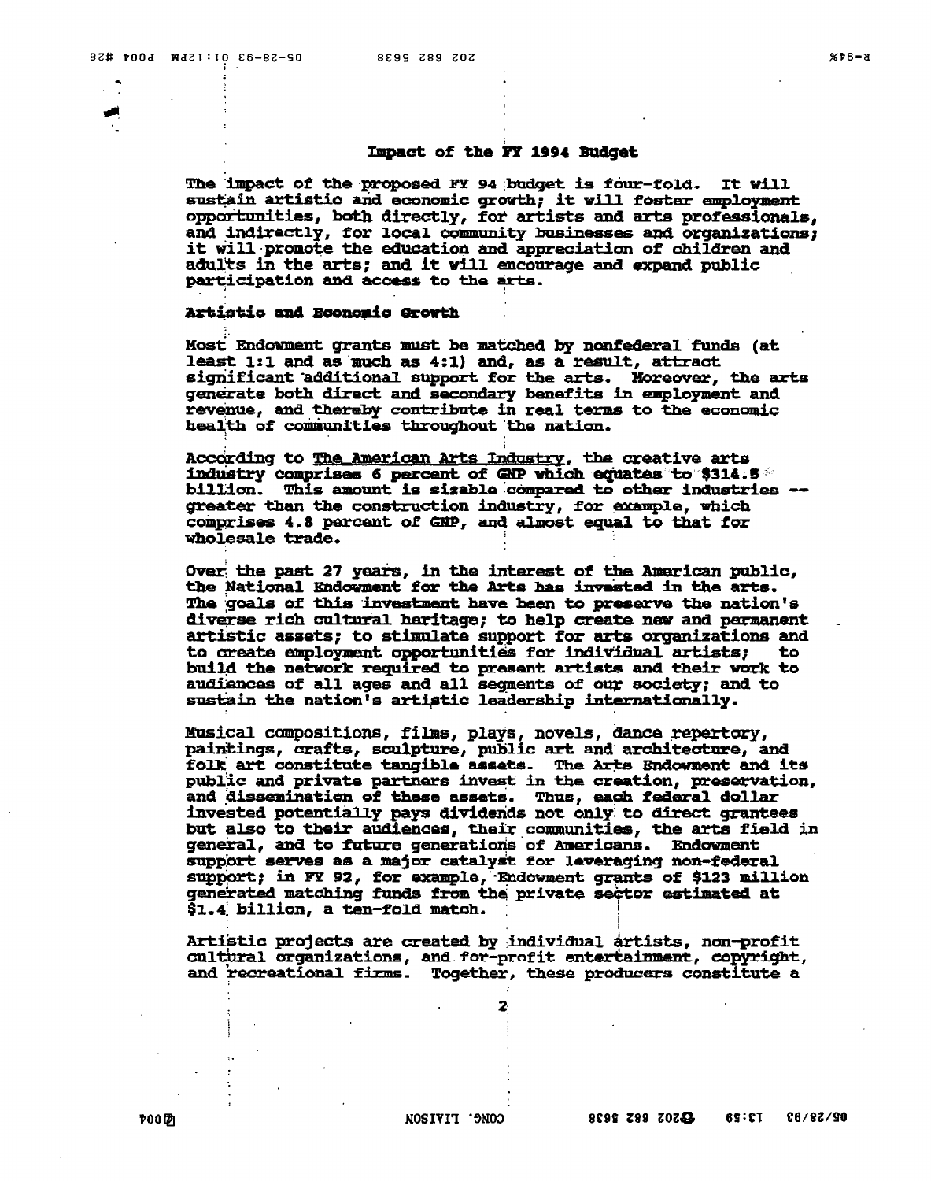## Impact of the FY 1994 Budget

The impact of the proposed FY 94 budget is four-fold. It will sustain artistic and economic growth; it will foster employment opportunities, both directly, for artists and arts professionals, and indirectly, for local community businesses and organizations; it will promote the education and appreciation of children and adults in the arts; and it will encourage and expand public participation and access to the arts.

### Artistic and Economic Growth

Most Endowment grants must be matched by nonfederal funds (at least 1:1 and as much as 4:1) and, as a result, attract significant additional support for the arts. Moreover, the arts generate both direct and secondary benefits in employment and revenue, and thereby contribute in real terms to the economic health of communities throughout the nation.

According to The American Arts Industry, the creative arts industry comprises 6 percent of GNP which equates to $314.5 billion. This amount is sizable compared to other industries -- greater than the construction industry, for example, which comprises 4.8 percent of GNP, and almost equal to that for wholesale trade.

Over the past 27 years, in the interest of the American public, the National Endowment for the Arts has invested in the arts. The goals of this investment have been to preserve the nation's diverse rich cultural heritage; to help create new and permanent artistic assets; to stimulate support for arts organizations and to create employment opportunities for individual artists; to build the network required to present artists and their work to audiences of all ages and all segments of our society; and to sustain the nation's artistic leadership internationally.

Musical compositions, films, plays, novels, dance repertory, paintings, crafts, sculpture, public art and architecture, and folk art constitute tangible assets. The Arts Endowment and its public and private partners invest in the creation, preservation, and dissemination of these assets. Thus, each federal dollar invested potentially pays dividends not only to direct grantees but also to their audiences, their communities, the arts field in general, and to future generations of Americans. Endowment support serves as a major catalyst for leveraging non-federal support; in FY 92, for example, Endowment grants of $123 million generated matching funds from the private sector estimated at $1.4 billion, a ten-fold match.

Artistic projects are created by individual artists, non-profit cultural organizations, and for-profit entertainment, copyright, and recreational firms. Together, these producers constitute a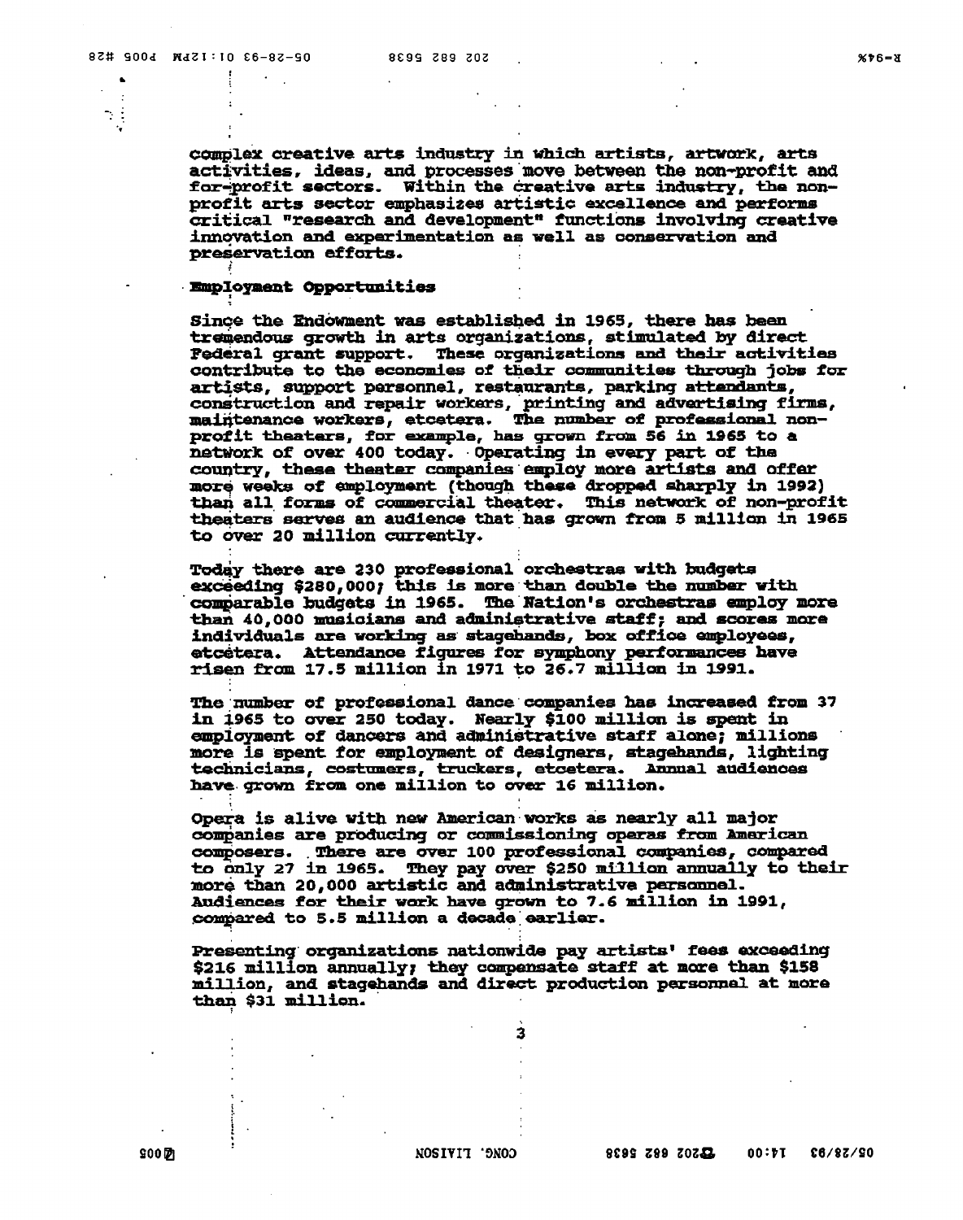complex creative arts industry in which artists, artwork, arts activities, ideas, and processes move between the non-profit and for-profit sectors. Within the creative arts industry, the non-profit arts sector emphasizes artistic excellence and performs critical "research and development" functions involving creative innovation and experimentation as well as conservation and preservation efforts.

**Employment Opportunities**

Since the Endowment was established in 1965, there has been tremendous growth in arts organizations, stimulated by direct Federal grant support. These organizations and their activities contribute to the economies of their communities through jobs for artists, support personnel, restaurants, parking attendants, construction and repair workers, printing and advertising firms, maintenance workers, etcetera. The number of professional non-profit theaters, for example, has grown from 56 in 1965 to a network of over 400 today. Operating in every part of the country, these theater companies employ more artists and offer more weeks of employment (though these dropped sharply in 1992) than all forms of commercial theater. This network of non-profit theaters serves an audience that has grown from 5 million in 1965 to over 20 million currently.

Today there are 230 professional orchestras with budgets exceeding $280,000; this is more than double the number with comparable budgets in 1965. The Nation's orchestras employ more than 40,000 musicians and administrative staff; and scores more individuals are working as stagehands, box office employees, etcetera. Attendance figures for symphony performances have risen from 17.5 million in 1971 to 26.7 million in 1991.

The number of professional dance companies has increased from 37 in 1965 to over 250 today. Nearly $100 million is spent in employment of dancers and administrative staff alone; millions more is spent for employment of designers, stagehands, lighting technicians, costumers, truckers, etcetera. Annual audiences have grown from one million to over 16 million.

Opera is alive with new American works as nearly all major companies are producing or commissioning operas from American composers. There are over 100 professional companies, compared to only 27 in 1965. They pay over $250 million annually to their more than 20,000 artistic and administrative personnel. Audiences for their work have grown to 7.6 million in 1991, compared to 5.5 million a decade earlier.

Presenting organizations nationwide pay artists' fees exceeding $216 million annually; they compensate staff at more than $158 million, and stagehands and direct production personnel at more than $31 million.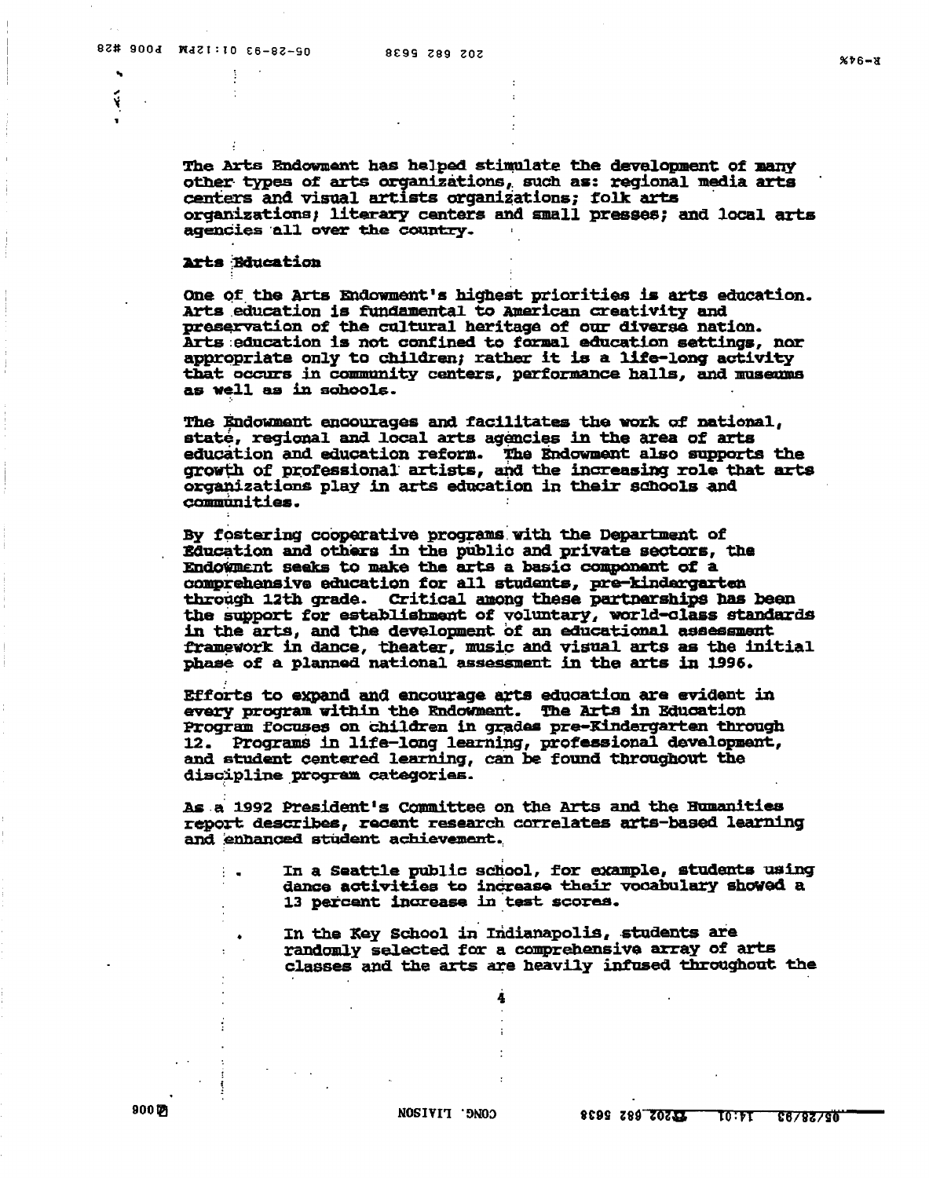The Arts Endowment has helped stimulate the development of many other types of arts organizations, such as: regional media arts centers and visual artists organizations; folk arts organizations; literary centers and small presses; and local arts agencies all over the country.

**Arts Education**

One of the Arts Endowment's highest priorities is arts education. Arts education is fundamental to American creativity and preservation of the cultural heritage of our diverse nation. Arts education is not confined to formal education settings, nor appropriate only to children; rather it is a life-long activity that occurs in community centers, performance halls, and museums as well as in schools.

The Endowment encourages and facilitates the work of national, state, regional and local arts agencies in the area of arts education and education reform. The Endowment also supports the growth of professional artists, and the increasing role that arts organizations play in arts education in their schools and communities.

By fostering cooperative programs with the Department of Education and others in the public and private sectors, the Endowment seeks to make the arts a basic component of a comprehensive education for all students, pre-kindergarten through 12th grade. Critical among these partnerships has been the support for establishment of voluntary, world-class standards in the arts, and the development of an educational assessment framework in dance, theater, music and visual arts as the initial phase of a planned national assessment in the arts in 1996.

Efforts to expand and encourage arts education are evident in every program within the Endowment. The Arts in Education Program focuses on children in grades pre-Kindergarten through 12. Programs in life-long learning, professional development, and student centered learning, can be found throughout the discipline program categories.

As a 1992 President's Committee on the Arts and the Humanities report describes, recent research correlates arts-based learning and enhanced student achievement.

- In a Seattle public school, for example, students using dance activities to increase their vocabulary showed a 13 percent increase in test scores.

- In the Key School in Indianapolis, students are randomly selected for a comprehensive array of arts classes and the arts are heavily infused throughout the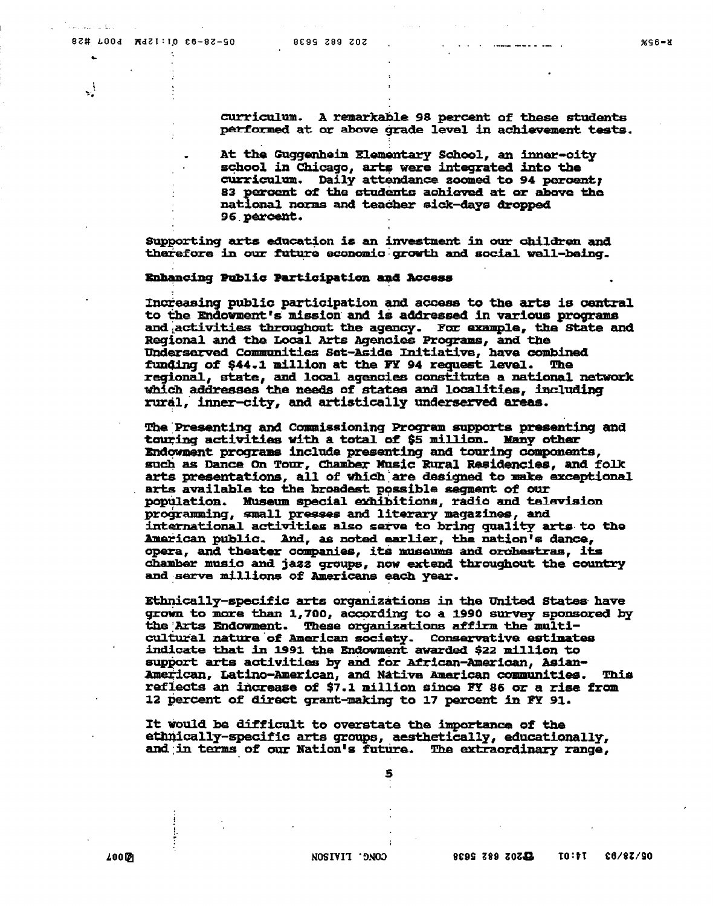curriculum. A remarkable 98 percent of these students performed at or above grade level in achievement tests.

- At the Guggenheim Elementary School, an inner-city school in Chicago, arts were integrated into the curriculum. Daily attendance zoomed to 94 percent; 83 percent of the students achieved at or above the national norms and teacher sick-days dropped 96 percent.

Supporting arts education is an investment in our children and therefore in our future economic growth and social well-being.

**Enhancing Public Participation and Access**

Increasing public participation and access to the arts is central to the Endowment's mission and is addressed in various programs and activities throughout the agency. For example, the State and Regional and the Local Arts Agencies Programs, and the Underserved Communities Set-Aside Initiative, have combined funding of $44.1 million at the FY 94 request level. The regional, state, and local agencies constitute a national network which addresses the needs of states and localities, including rural, inner-city, and artistically underserved areas.

The Presenting and Commissioning Program supports presenting and touring activities with a total of $5 million. Many other Endowment programs include presenting and touring components, such as Dance On Tour, Chamber Music Rural Residencies, and folk arts presentations, all of which are designed to make exceptional arts available to the broadest possible segment of our population. Museum special exhibitions, radio and television programming, small presses and literary magazines, and international activities also serve to bring quality arts to the American public. And, as noted earlier, the nation's dance, opera, and theater companies, its museums and orchestras, its chamber music and jazz groups, now extend throughout the country and serve millions of Americans each year.

Ethnically-specific arts organizations in the United States have grown to more than 1,700, according to a 1990 survey sponsored by the Arts Endowment. These organizations affirm the multi-cultural nature of American society. Conservative estimates indicate that in 1991 the Endowment awarded $22 million to support arts activities by and for African-American, Asian-American, Latino-American, and Native American communities. This reflects an increase of $7.1 million since FY 86 or a rise from 12 percent of direct grant-making to 17 percent in FY 91.

It would be difficult to overstate the importance of the ethnically-specific arts groups, aesthetically, educationally, and in terms of our Nation's future. The extraordinary range,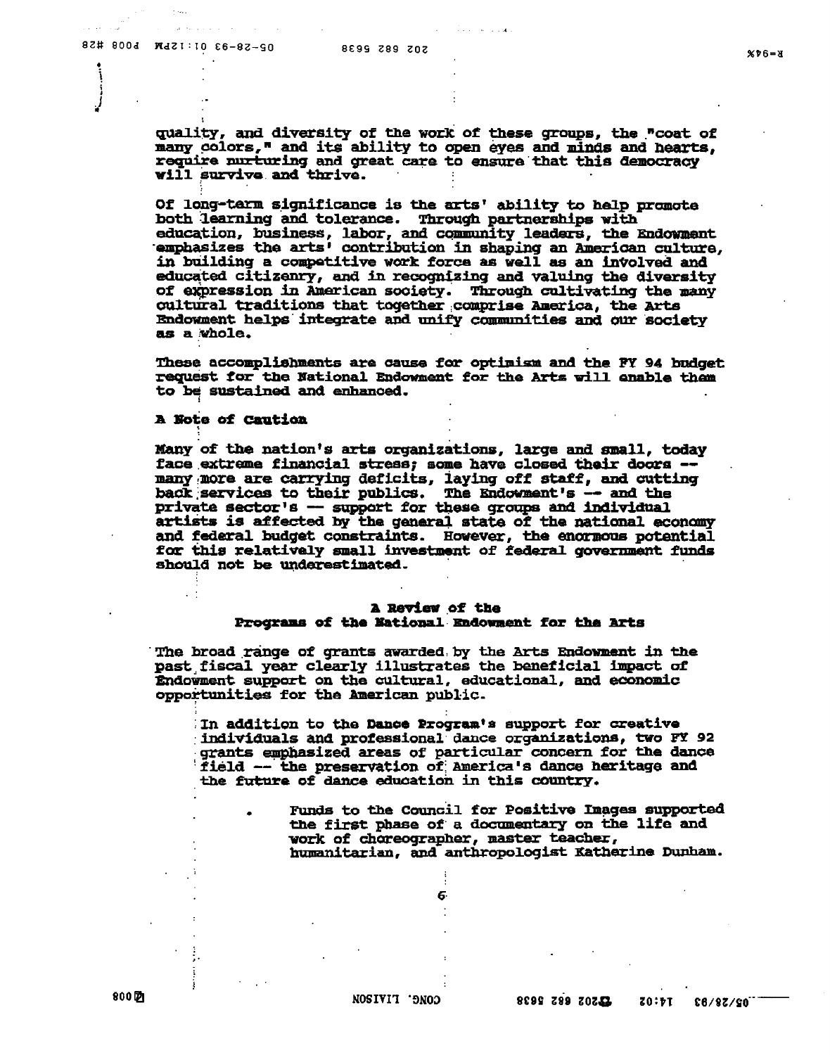quality, and diversity of the work of these groups, the "coat of many colors," and its ability to open eyes and minds and hearts, require nurturing and great care to ensure that this democracy will survive and thrive.

Of long-term significance is the arts' ability to help promote both learning and tolerance. Through partnerships with education, business, labor, and community leaders, the Endowment emphasizes the arts' contribution in shaping an American culture, in building a competitive work force as well as an involved and educated citizenry, and in recognizing and valuing the diversity of expression in American society. Through cultivating the many cultural traditions that together comprise America, the Arts Endowment helps integrate and unify communities and our society as a whole.

These accomplishments are cause for optimism and the FY 94 budget request for the National Endowment for the Arts will enable them to be sustained and enhanced.

**A Note of Caution**

Many of the nation's arts organizations, large and small, today face extreme financial stress; some have closed their doors -- many more are carrying deficits, laying off staff, and cutting back services to their publics. The Endowment's -- and the private sector's -- support for these groups and individual artists is affected by the general state of the national economy and federal budget constraints. However, the enormous potential for this relatively small investment of federal government funds should not be underestimated.

## A Review of the Programs of the National Endowment for the Arts

The broad range of grants awarded by the Arts Endowment in the past fiscal year clearly illustrates the beneficial impact of Endowment support on the cultural, educational, and economic opportunities for the American public.

In addition to the Dance Program's support for creative individuals and professional dance organizations, two FY 92 grants emphasized areas of particular concern for the dance field -- the preservation of America's dance heritage and the future of dance education in this country.

- Funds to the Council for Positive Images supported the first phase of a documentary on the life and work of choreographer, master teacher, humanitarian, and anthropologist Katherine Dunham.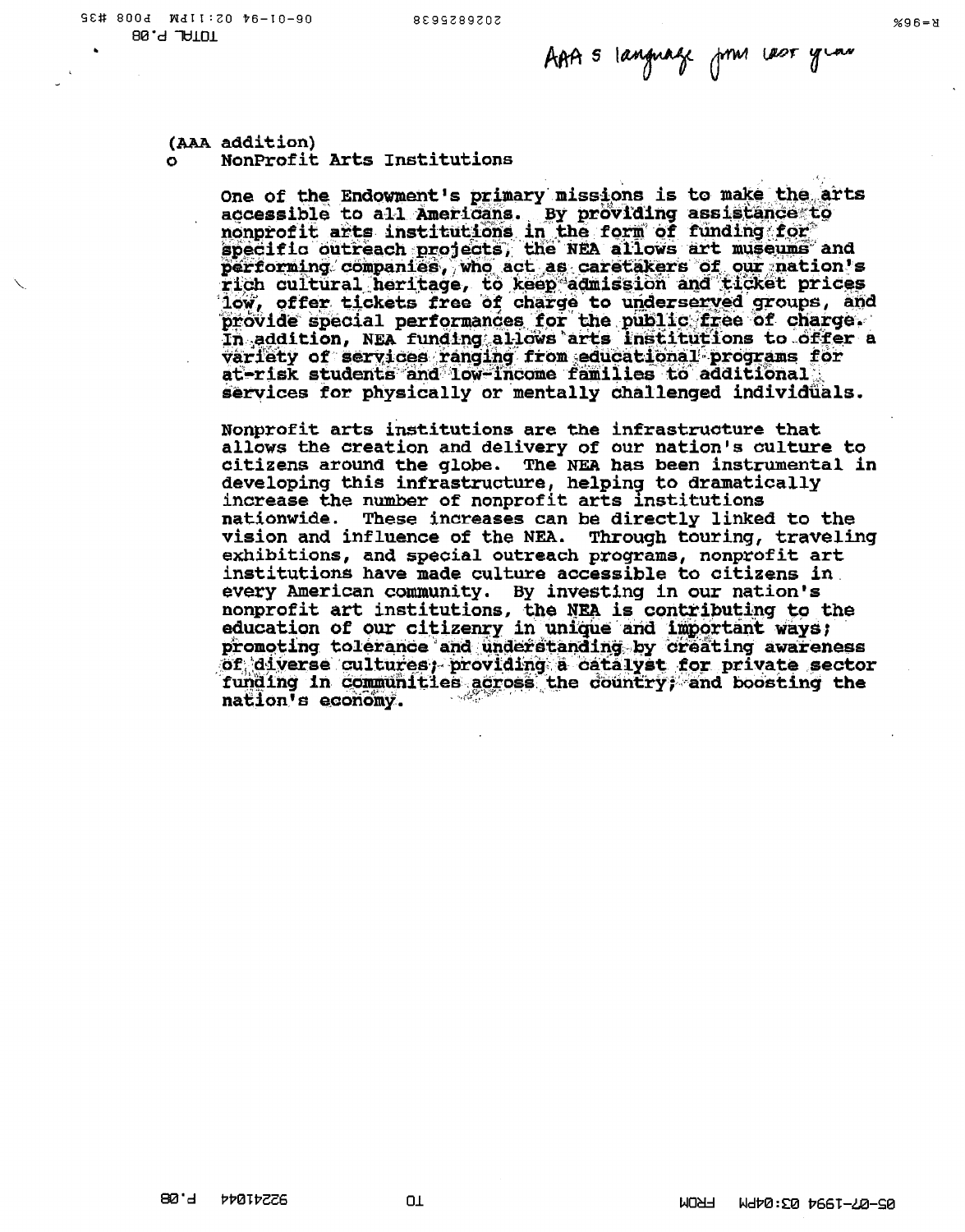AAA's language from last year

(AAA addition)

- NonProfit Arts Institutions

One of the Endowment's primary missions is to make the arts accessible to all Americans. By providing assistance to nonprofit arts institutions in the form of funding for specific outreach projects, the NEA allows art museums and performing companies, who act as caretakers of our nation's rich cultural heritage, to keep admission and ticket prices low, offer tickets free of charge to underserved groups, and provide special performances for the public free of charge. In addition, NEA funding allows arts institutions to offer a variety of services ranging from educational programs for at-risk students and low-income families to additional services for physically or mentally challenged individuals.

Nonprofit arts institutions are the infrastructure that allows the creation and delivery of our nation's culture to citizens around the globe. The NEA has been instrumental in developing this infrastructure, helping to dramatically increase the number of nonprofit arts institutions nationwide. These increases can be directly linked to the vision and influence of the NEA. Through touring, traveling exhibitions, and special outreach programs, nonprofit art institutions have made culture accessible to citizens in every American community. By investing in our nation's nonprofit art institutions, the NEA is contributing to the education of our citizenry in unique and important ways; promoting tolerance and understanding by creating awareness of diverse cultures; providing a catalyst for private sector funding in communities across the country; and boosting the nation's economy.